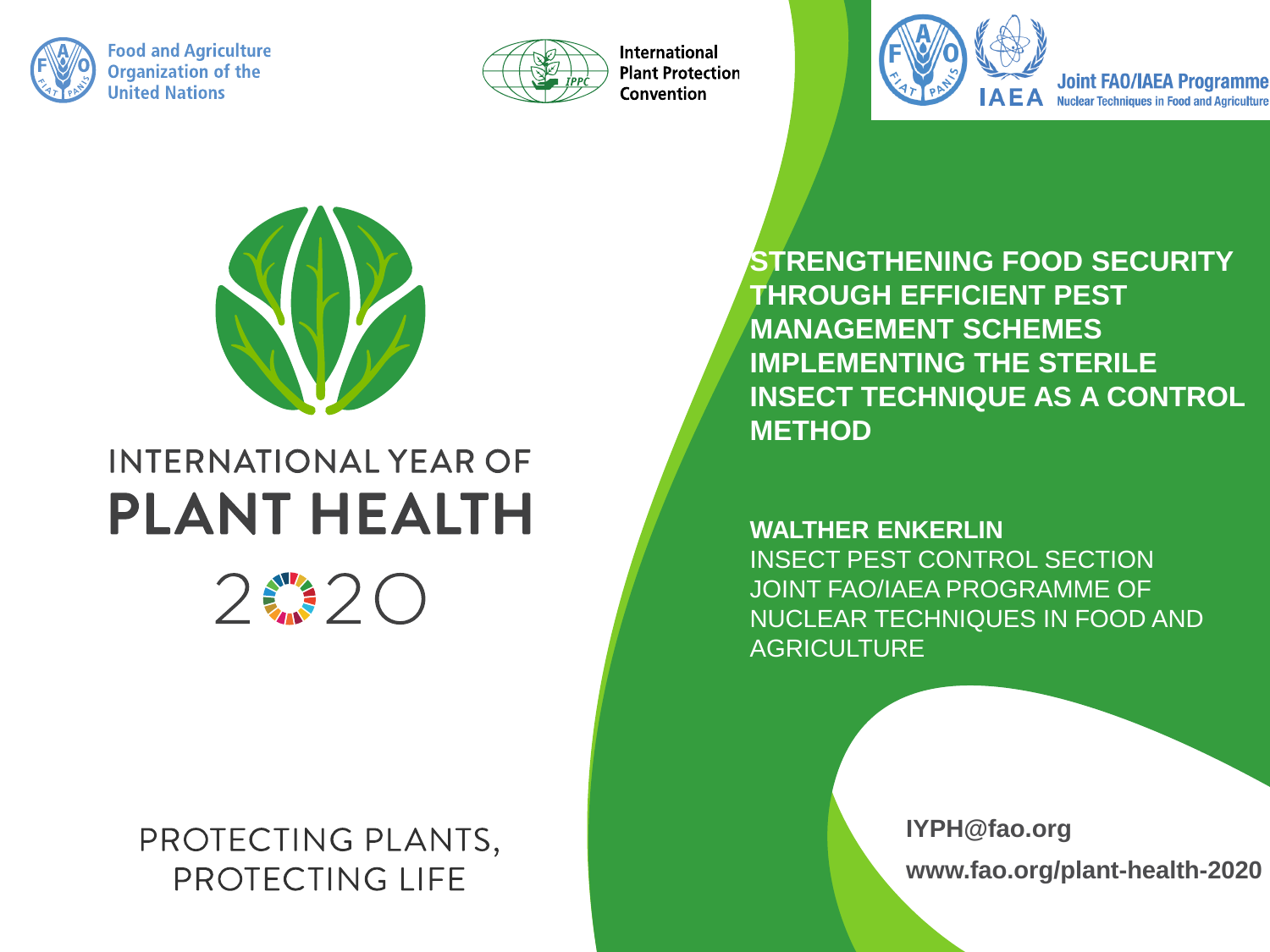Food and Agriculture Organization of the United Nations

International Plant Protection Convention

Joint FAO/IAEA Programme
Nuclear Techniques in Food and Agriculture

INTERNATIONAL YEAR OF
**PLANT HEALTH**
2020

# STRENGTHENING FOOD SECURITY THROUGH EFFICIENT PEST MANAGEMENT SCHEMES IMPLEMENTING THE STERILE INSECT TECHNIQUE AS A CONTROL METHOD

**WALTHER ENKERLIN**
INSECT PEST CONTROL SECTION
JOINT FAO/IAEA PROGRAMME OF NUCLEAR TECHNIQUES IN FOOD AND AGRICULTURE

PROTECTING PLANTS, PROTECTING LIFE

**IYPH@fao.org**

**www.fao.org/plant-health-2020**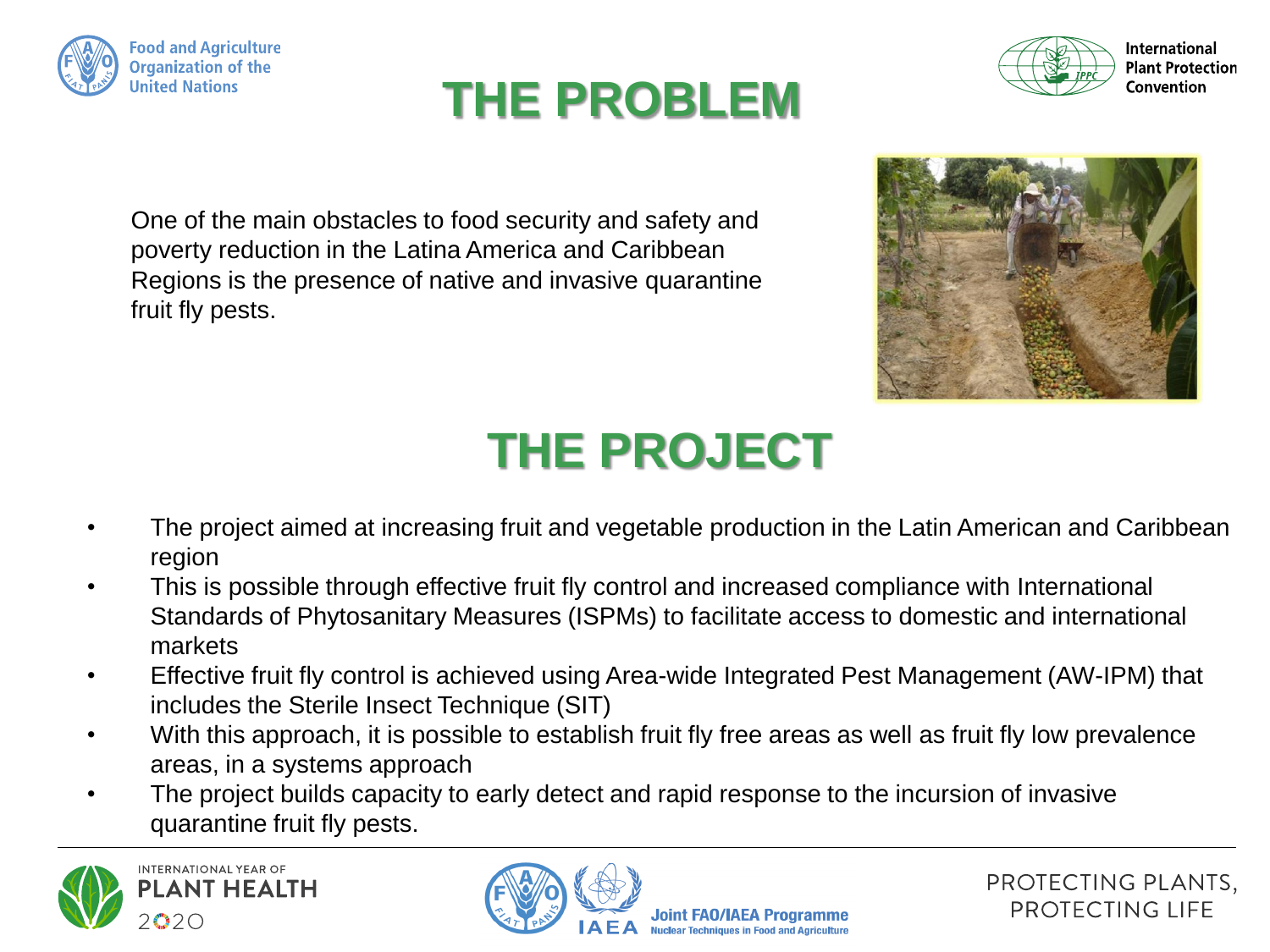# THE PROBLEM

One of the main obstacles to food security and safety and poverty reduction in the Latina America and Caribbean Regions is the presence of native and invasive quarantine fruit fly pests.

# THE PROJECT

- The project aimed at increasing fruit and vegetable production in the Latin American and Caribbean region
- This is possible through effective fruit fly control and increased compliance with International Standards of Phytosanitary Measures (ISPMs) to facilitate access to domestic and international markets
- Effective fruit fly control is achieved using Area-wide Integrated Pest Management (AW-IPM) that includes the Sterile Insect Technique (SIT)
- With this approach, it is possible to establish fruit fly free areas as well as fruit fly low prevalence areas, in a systems approach
- The project builds capacity to early detect and rapid response to the incursion of invasive quarantine fruit fly pests.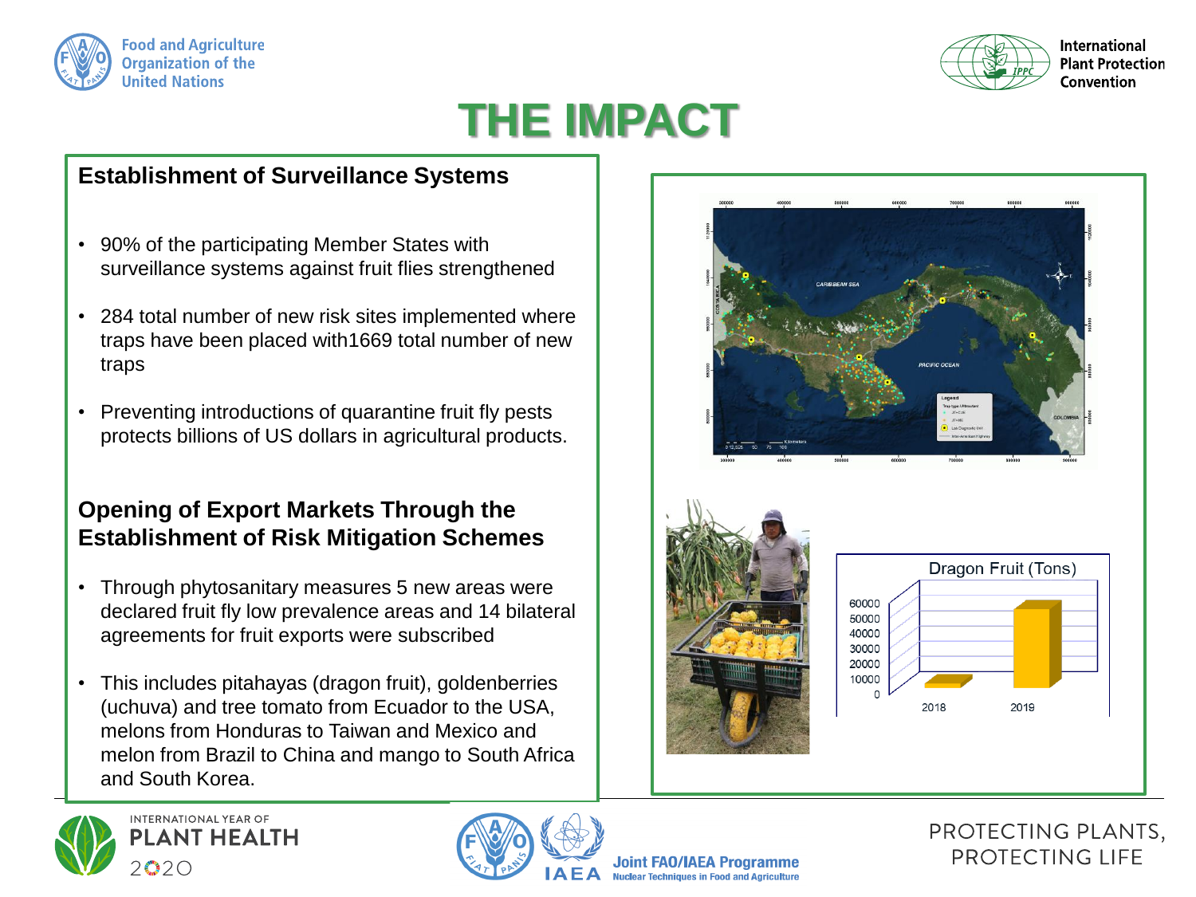# THE IMPACT

## Establishment of Surveillance Systems

- 90% of the participating Member States with surveillance systems against fruit flies strengthened
- 284 total number of new risk sites implemented where traps have been placed with1669 total number of new traps
- Preventing introductions of quarantine fruit fly pests protects billions of US dollars in agricultural products.

## Opening of Export Markets Through the Establishment of Risk Mitigation Schemes

- Through phytosanitary measures 5 new areas were declared fruit fly low prevalence areas and 14 bilateral agreements for fruit exports were subscribed
- This includes pitahayas (dragon fruit), goldenberries (uchuva) and tree tomato from Ecuador to the USA, melons from Honduras to Taiwan and Mexico and melon from Brazil to China and mango to South Africa and South Korea.

Dragon Fruit (Tons)

PROTECTING PLANTS, PROTECTING LIFE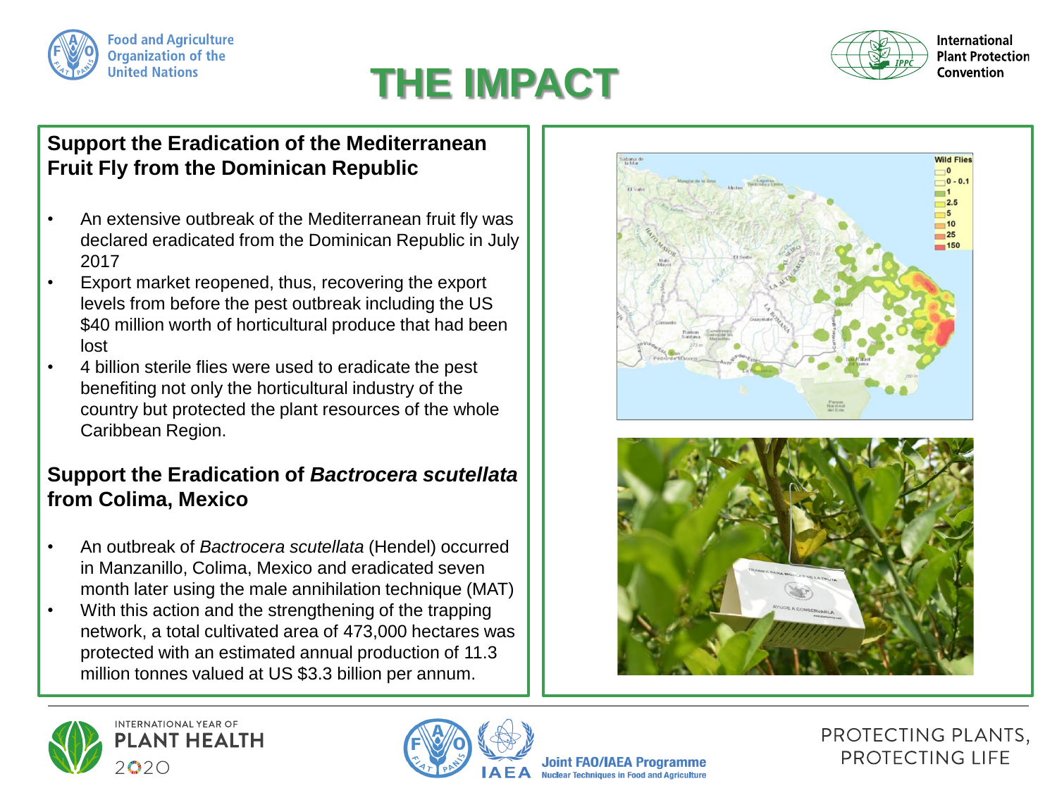# THE IMPACT

## Support the Eradication of the Mediterranean Fruit Fly from the Dominican Republic

- An extensive outbreak of the Mediterranean fruit fly was declared eradicated from the Dominican Republic in July 2017
- Export market reopened, thus, recovering the export levels from before the pest outbreak including the US $40 million worth of horticultural produce that had been lost
- 4 billion sterile flies were used to eradicate the pest benefiting not only the horticultural industry of the country but protected the plant resources of the whole Caribbean Region.

## Support the Eradication of *Bactrocera scutellata* from Colima, Mexico

- An outbreak of *Bactrocera scutellata* (Hendel) occurred in Manzanillo, Colima, Mexico and eradicated seven month later using the male annihilation technique (MAT)
- With this action and the strengthening of the trapping network, a total cultivated area of 473,000 hectares was protected with an estimated annual production of 11.3 million tonnes valued at US $3.3 billion per annum.

PROTECTING PLANTS, PROTECTING LIFE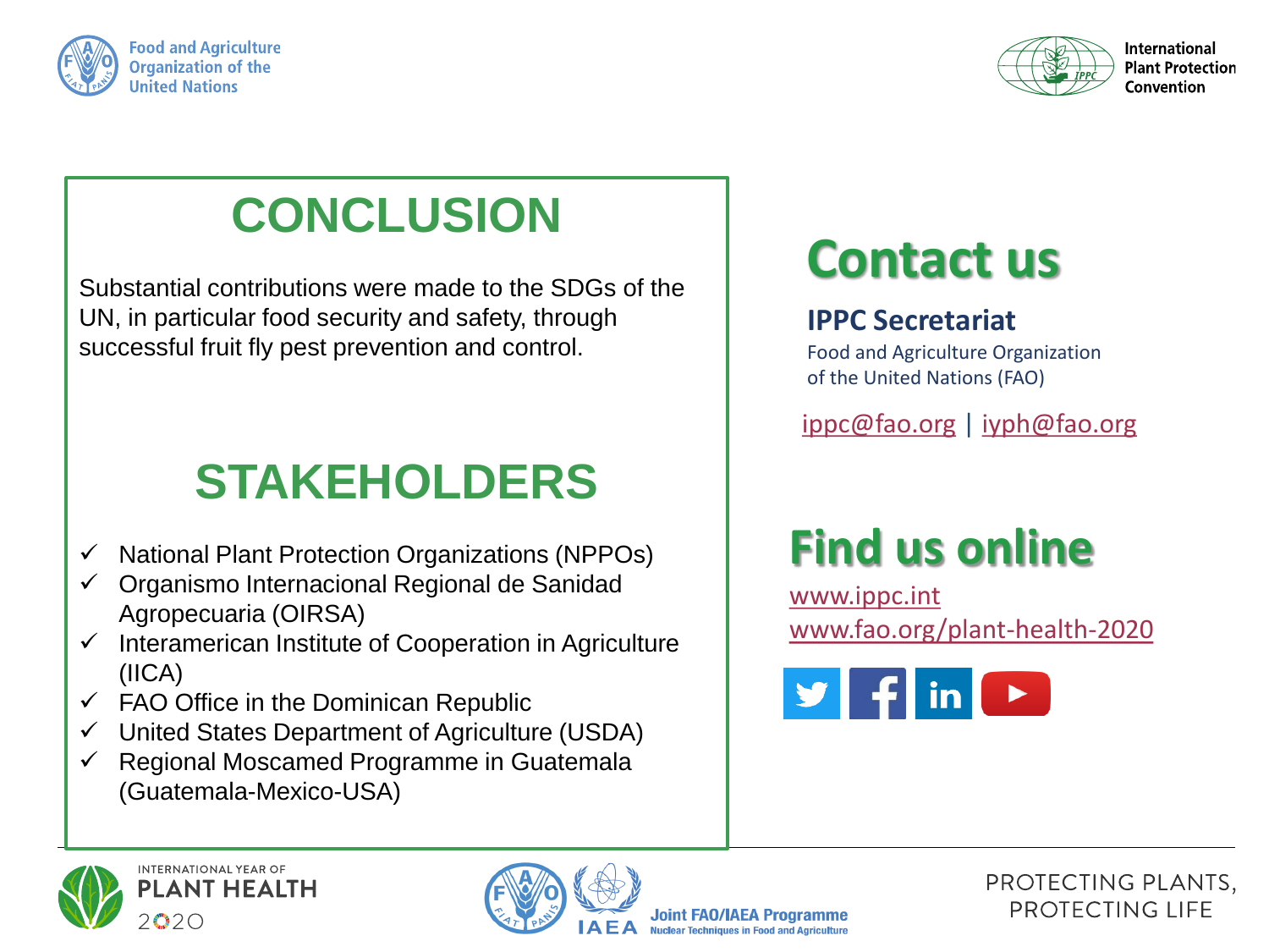# CONCLUSION

Substantial contributions were made to the SDGs of the UN, in particular food security and safety, through successful fruit fly pest prevention and control.

# STAKEHOLDERS

- ✓ National Plant Protection Organizations (NPPOs)
- ✓ Organismo Internacional Regional de Sanidad Agropecuaria (OIRSA)
- ✓ Interamerican Institute of Cooperation in Agriculture (IICA)
- ✓ FAO Office in the Dominican Republic
- ✓ United States Department of Agriculture (USDA)
- ✓ Regional Moscamed Programme in Guatemala (Guatemala-Mexico-USA)

# Contact us

## IPPC Secretariat

Food and Agriculture Organization of the United Nations (FAO)

ippc@fao.org | iyph@fao.org

# Find us online

www.ippc.int
www.fao.org/plant-health-2020

PROTECTING PLANTS, PROTECTING LIFE